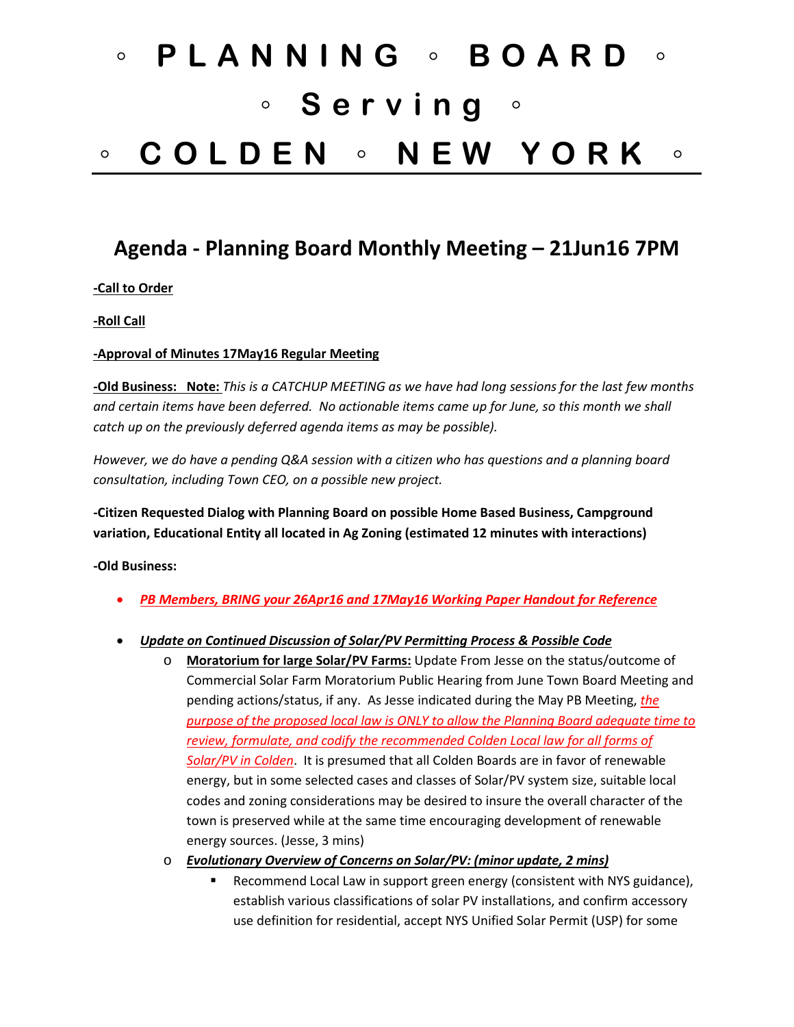# ◦ PLANNING ◦ BOARD ◦
# ◦ Serving ◦
# ◦ COLDEN ◦ NEW YORK ◦

## Agenda - Planning Board Monthly Meeting – 21Jun16 7PM

**-Call to Order**

**-Roll Call**

**-Approval of Minutes 17May16 Regular Meeting**

**-Old Business: Note:** *This is a CATCHUP MEETING as we have had long sessions for the last few months and certain items have been deferred. No actionable items came up for June, so this month we shall catch up on the previously deferred agenda items as may be possible).*

*However, we do have a pending Q&A session with a citizen who has questions and a planning board consultation, including Town CEO, on a possible new project.*

**-Citizen Requested Dialog with Planning Board on possible Home Based Business, Campground variation, Educational Entity all located in Ag Zoning (estimated 12 minutes with interactions)**

**-Old Business:**

- ***PB Members, BRING your 26Apr16 and 17May16 Working Paper Handout for Reference***
- ***Update on Continued Discussion of Solar/PV Permitting Process & Possible Code***
  - **Moratorium for large Solar/PV Farms:** Update From Jesse on the status/outcome of Commercial Solar Farm Moratorium Public Hearing from June Town Board Meeting and pending actions/status, if any. As Jesse indicated during the May PB Meeting, *the purpose of the proposed local law is ONLY to allow the Planning Board adequate time to review, formulate, and codify the recommended Colden Local law for all forms of Solar/PV in Colden*. It is presumed that all Colden Boards are in favor of renewable energy, but in some selected cases and classes of Solar/PV system size, suitable local codes and zoning considerations may be desired to insure the overall character of the town is preserved while at the same time encouraging development of renewable energy sources. (Jesse, 3 mins)
  - ***Evolutionary Overview of Concerns on Solar/PV: (minor update, 2 mins)***
    - Recommend Local Law in support green energy (consistent with NYS guidance), establish various classifications of solar PV installations, and confirm accessory use definition for residential, accept NYS Unified Solar Permit (USP) for some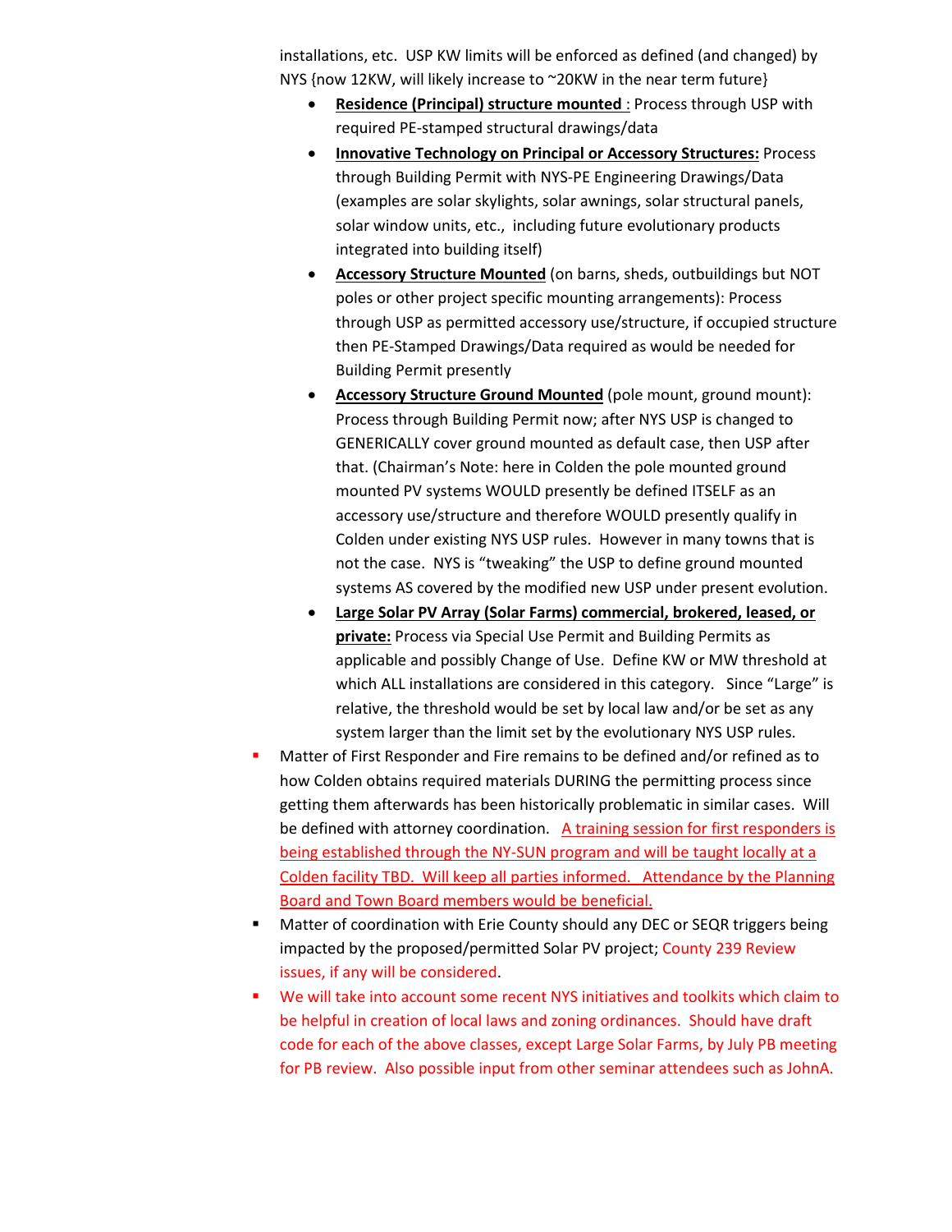installations, etc. USP KW limits will be enforced as defined (and changed) by NYS {now 12KW, will likely increase to ~20KW in the near term future}

- **<u>Residence (Principal) structure mounted</u>** : Process through USP with required PE-stamped structural drawings/data
- **<u>Innovative Technology on Principal or Accessory Structures:</u>** Process through Building Permit with NYS-PE Engineering Drawings/Data (examples are solar skylights, solar awnings, solar structural panels, solar window units, etc., including future evolutionary products integrated into building itself)
- **<u>Accessory Structure Mounted</u>** (on barns, sheds, outbuildings but NOT poles or other project specific mounting arrangements): Process through USP as permitted accessory use/structure, if occupied structure then PE-Stamped Drawings/Data required as would be needed for Building Permit presently
- **<u>Accessory Structure Ground Mounted</u>** (pole mount, ground mount): Process through Building Permit now; after NYS USP is changed to GENERICALLY cover ground mounted as default case, then USP after that. (Chairman's Note: here in Colden the pole mounted ground mounted PV systems WOULD presently be defined ITSELF as an accessory use/structure and therefore WOULD presently qualify in Colden under existing NYS USP rules. However in many towns that is not the case. NYS is "tweaking" the USP to define ground mounted systems AS covered by the modified new USP under present evolution.
- **<u>Large Solar PV Array (Solar Farms) commercial, brokered, leased, or private:</u>** Process via Special Use Permit and Building Permits as applicable and possibly Change of Use. Define KW or MW threshold at which ALL installations are considered in this category. Since "Large" is relative, the threshold would be set by local law and/or be set as any system larger than the limit set by the evolutionary NYS USP rules.

- Matter of First Responder and Fire remains to be defined and/or refined as to how Colden obtains required materials DURING the permitting process since getting them afterwards has been historically problematic in similar cases. Will be defined with attorney coordination. <u>A training session for first responders is being established through the NY-SUN program and will be taught locally at a Colden facility TBD. Will keep all parties informed. Attendance by the Planning Board and Town Board members would be beneficial.</u>
- Matter of coordination with Erie County should any DEC or SEQR triggers being impacted by the proposed/permitted Solar PV project; County 239 Review issues, if any will be considered.
- We will take into account some recent NYS initiatives and toolkits which claim to be helpful in creation of local laws and zoning ordinances. Should have draft code for each of the above classes, except Large Solar Farms, by July PB meeting for PB review. Also possible input from other seminar attendees such as JohnA.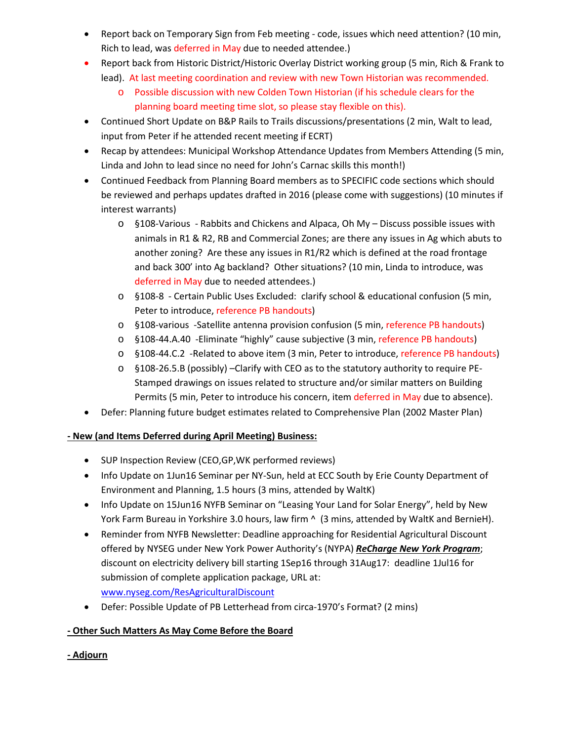- Report back on Temporary Sign from Feb meeting - code, issues which need attention? (10 min, Rich to lead, was deferred in May due to needed attendee.)
- Report back from Historic District/Historic Overlay District working group (5 min, Rich & Frank to lead). At last meeting coordination and review with new Town Historian was recommended.
  - Possible discussion with new Colden Town Historian (if his schedule clears for the planning board meeting time slot, so please stay flexible on this).
- Continued Short Update on B&P Rails to Trails discussions/presentations (2 min, Walt to lead, input from Peter if he attended recent meeting if ECRT)
- Recap by attendees: Municipal Workshop Attendance Updates from Members Attending (5 min, Linda and John to lead since no need for John's Carnac skills this month!)
- Continued Feedback from Planning Board members as to SPECIFIC code sections which should be reviewed and perhaps updates drafted in 2016 (please come with suggestions) (10 minutes if interest warrants)
  - §108-Various - Rabbits and Chickens and Alpaca, Oh My – Discuss possible issues with animals in R1 & R2, RB and Commercial Zones; are there any issues in Ag which abuts to another zoning? Are these any issues in R1/R2 which is defined at the road frontage and back 300' into Ag backland? Other situations? (10 min, Linda to introduce, was deferred in May due to needed attendees.)
  - §108-8 - Certain Public Uses Excluded: clarify school & educational confusion (5 min, Peter to introduce, reference PB handouts)
  - §108-various -Satellite antenna provision confusion (5 min, reference PB handouts)
  - §108-44.A.40 -Eliminate "highly" cause subjective (3 min, reference PB handouts)
  - §108-44.C.2 -Related to above item (3 min, Peter to introduce, reference PB handouts)
  - §108-26.5.B (possibly) –Clarify with CEO as to the statutory authority to require PE-Stamped drawings on issues related to structure and/or similar matters on Building Permits (5 min, Peter to introduce his concern, item deferred in May due to absence).
- Defer: Planning future budget estimates related to Comprehensive Plan (2002 Master Plan)

**- New (and Items Deferred during April Meeting) Business:**

- SUP Inspection Review (CEO,GP,WK performed reviews)
- Info Update on 1Jun16 Seminar per NY-Sun, held at ECC South by Erie County Department of Environment and Planning, 1.5 hours (3 mins, attended by WaltK)
- Info Update on 15Jun16 NYFB Seminar on "Leasing Your Land for Solar Energy", held by New York Farm Bureau in Yorkshire 3.0 hours, law firm ^ (3 mins, attended by WaltK and BernieH).
- Reminder from NYFB Newsletter: Deadline approaching for Residential Agricultural Discount offered by NYSEG under New York Power Authority's (NYPA) ***ReCharge New York Program***; discount on electricity delivery bill starting 1Sep16 through 31Aug17: deadline 1Jul16 for submission of complete application package, URL at: www.nyseg.com/ResAgriculturalDiscount
- Defer: Possible Update of PB Letterhead from circa-1970's Format? (2 mins)

**- Other Such Matters As May Come Before the Board**

**- Adjourn**